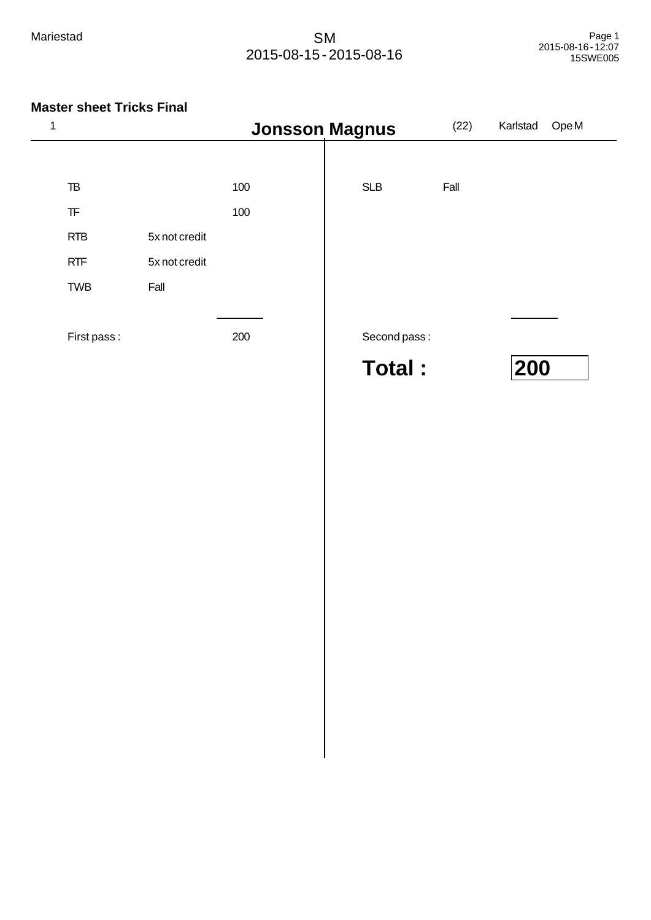Mariestad

SM
2015-08-15 - 2015-08-16

## Master sheet Tricks Final

| 1 | **Jonsson Magnus** | (22) | Karlstad | Ope M |
|---|---|---|---|---|

| Trick | Note | Points |
|---|---|---|
| TB | | 100 |
| TF | | 100 |
| RTB | 5x not credit | |
| RTF | 5x not credit | |
| TWB | Fall | |
| First pass : | | 200 |

| Trick | Note | Points |
|---|---|---|
| SLB | Fall | |
| Second pass : | | |

**Total : 200**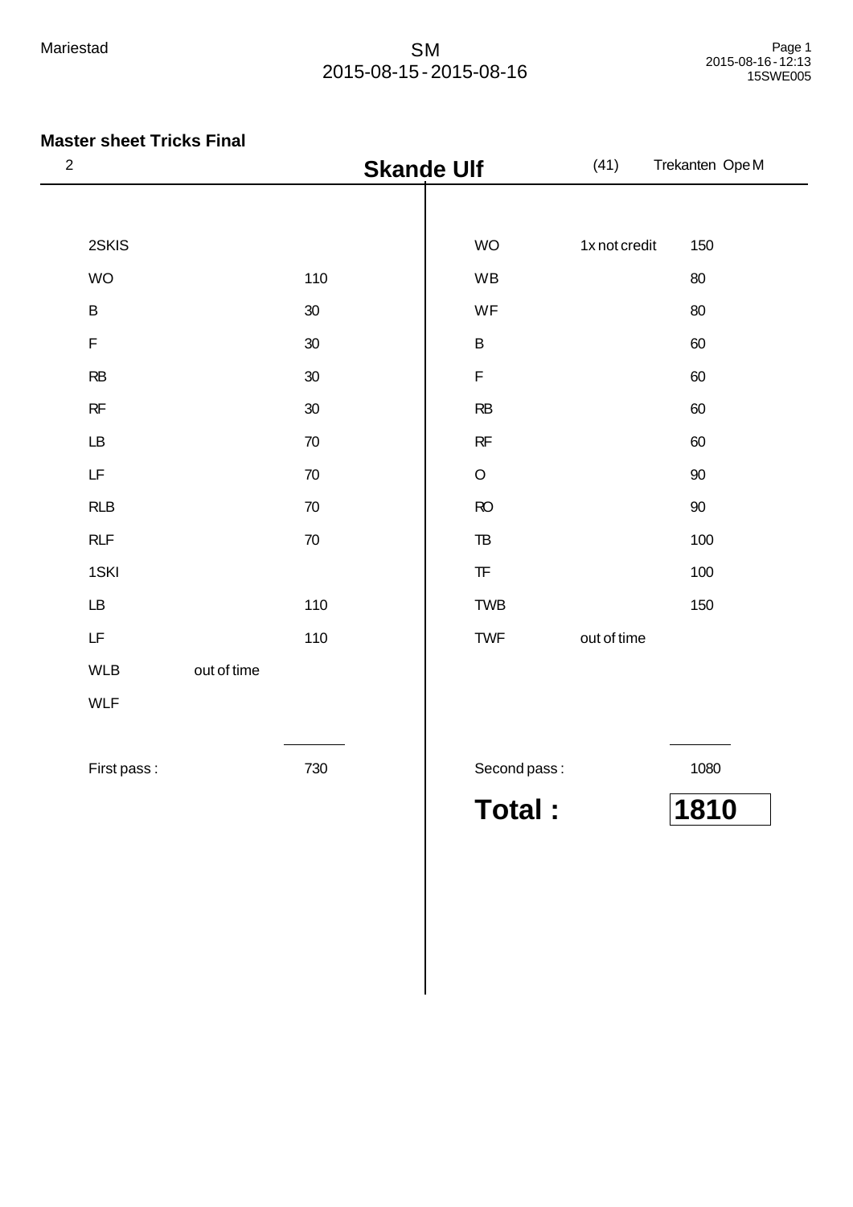Mariestad

SM
2015-08-15 - 2015-08-16

## Master sheet Tricks Final

2 **Skande Ulf** (41) Trekanten Ope M

| First pass | | | Second pass | | |
|---|---|---|---|---|---|
| 2SKIS | | | WO | 1x not credit | 150 |
| WO | | 110 | WB | | 80 |
| B | | 30 | WF | | 80 |
| F | | 30 | B | | 60 |
| RB | | 30 | F | | 60 |
| RF | | 30 | RB | | 60 |
| LB | | 70 | RF | | 60 |
| LF | | 70 | O | | 90 |
| RLB | | 70 | RO | | 90 |
| RLF | | 70 | TB | | 100 |
| 1SKI | | | TF | | 100 |
| LB | | 110 | TWB | | 150 |
| LF | | 110 | TWF | out of time | |
| WLB | out of time | | | | |
| WLF | | | | | |
| First pass : | | 730 | Second pass : | | 1080 |

**Total : 1810**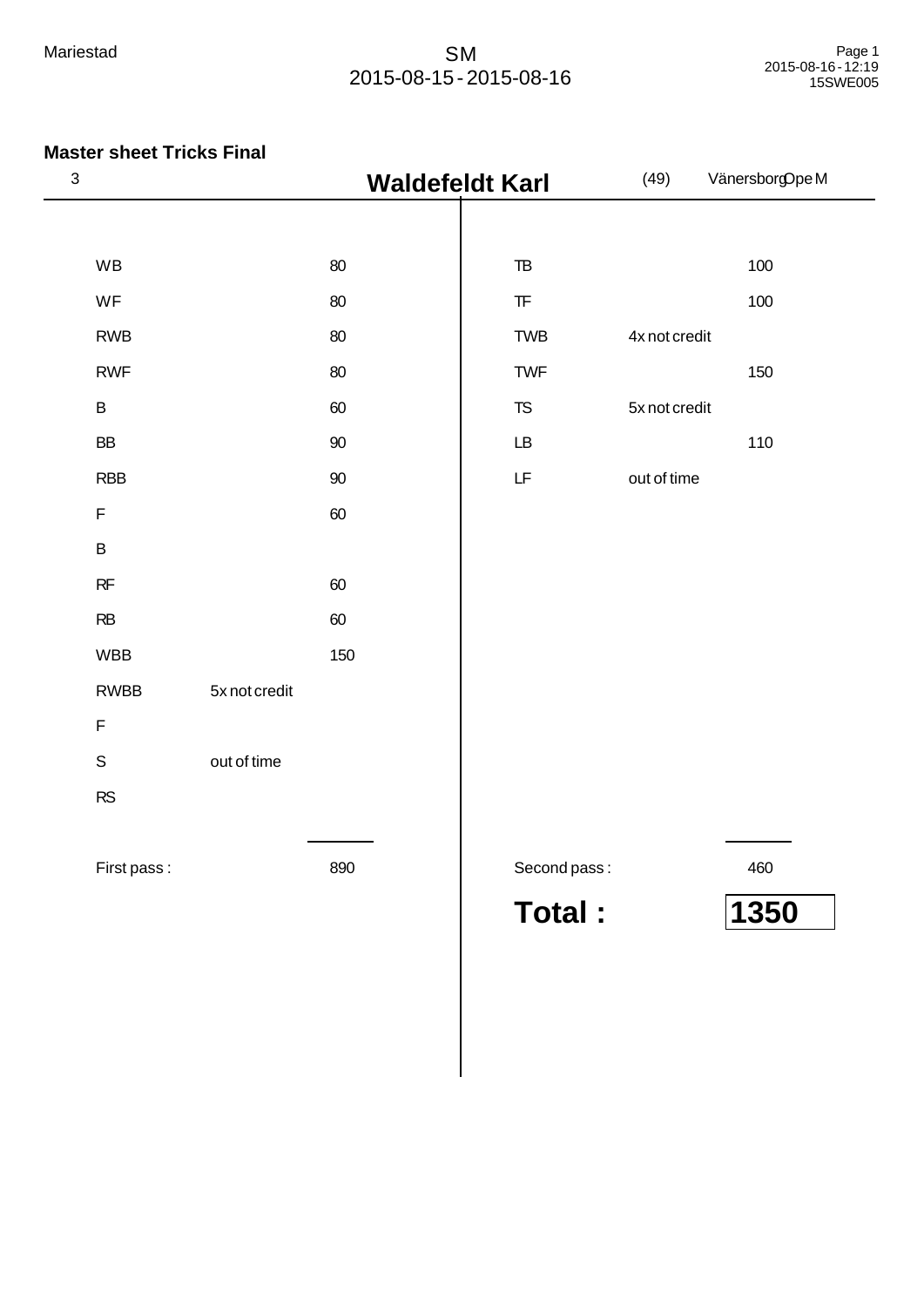## Master sheet Tricks Final

3 **Waldefeldt Karl** (49) Vänersborg Ope M

| Trick | Note | Score | Trick | Note | Score |
|---|---|---|---|---|---|
| WB | | 80 | TB | | 100 |
| WF | | 80 | TF | | 100 |
| RWB | | 80 | TWB | 4x not credit | |
| RWF | | 80 | TWF | | 150 |
| B | | 60 | TS | 5x not credit | |
| BB | | 90 | LB | | 110 |
| RBB | | 90 | LF | out of time | |
| F | | 60 | | | |
| B | | | | | |
| RF | | 60 | | | |
| RB | | 60 | | | |
| WBB | | 150 | | | |
| RWBB | 5x not credit | | | | |
| F | | | | | |
| S | out of time | | | | |
| RS | | | | | |
| First pass : | | 890 | Second pass : | | 460 |

**Total : 1350**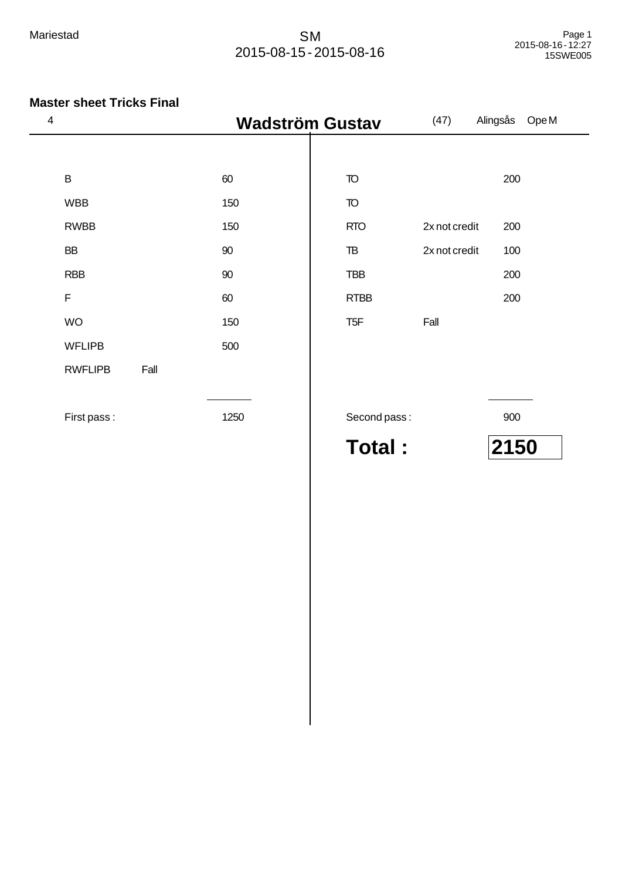Mariestad

SM
2015-08-15 - 2015-08-16

## Master sheet Tricks Final

4 **Wadström Gustav** (47) Alingsås Ope M

| Trick | Note | Points | Trick | Note | Points |
|---|---|---|---|---|---|
| B | | 60 | TO | | 200 |
| WBB | | 150 | TO | | |
| RWBB | | 150 | RTO | 2x not credit | 200 |
| BB | | 90 | TB | 2x not credit | 100 |
| RBB | | 90 | TBB | | 200 |
| F | | 60 | RTBB | | 200 |
| WO | | 150 | T5F | Fall | |
| WFLIPB | | 500 | | | |
| RWFLIPB | Fall | | | | |
| First pass : | | 1250 | Second pass : | | 900 |

**Total : 2150**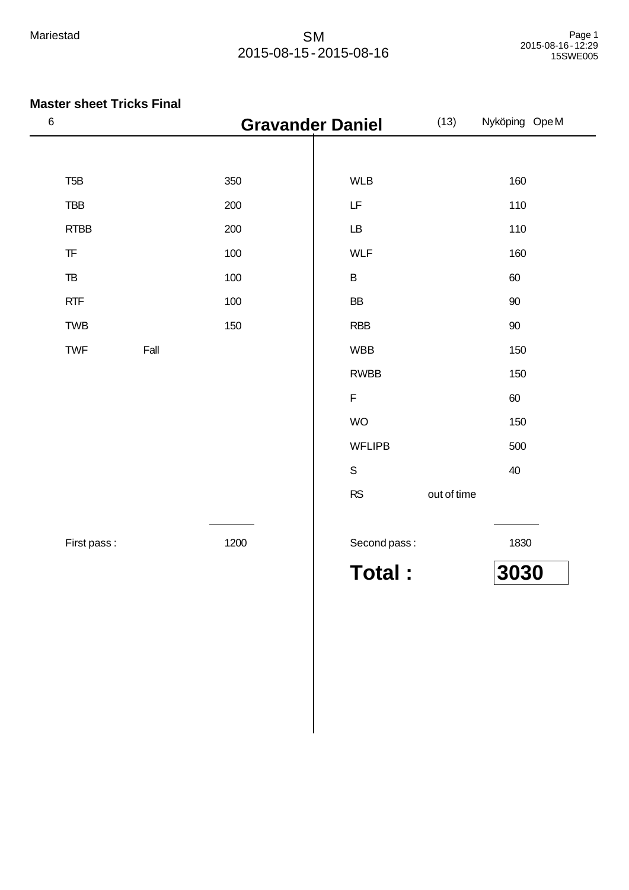Mariestad

SM
2015-08-15 - 2015-08-16

## Master sheet Tricks Final

6 **Gravander Daniel** (13) Nyköping Ope M

| Trick | | Points | Trick | | Points |
|---|---|---|---|---|---|
| T5B | | 350 | WLB | | 160 |
| TBB | | 200 | LF | | 110 |
| RTBB | | 200 | LB | | 110 |
| TF | | 100 | WLF | | 160 |
| TB | | 100 | B | | 60 |
| RTF | | 100 | BB | | 90 |
| TWB | | 150 | RBB | | 90 |
| TWF | Fall | | WBB | | 150 |
| | | | RWBB | | 150 |
| | | | F | | 60 |
| | | | WO | | 150 |
| | | | WFLIPB | | 500 |
| | | | S | | 40 |
| | | | RS | out of time | |
| First pass : | | 1200 | Second pass : | | 1830 |

**Total : 3030**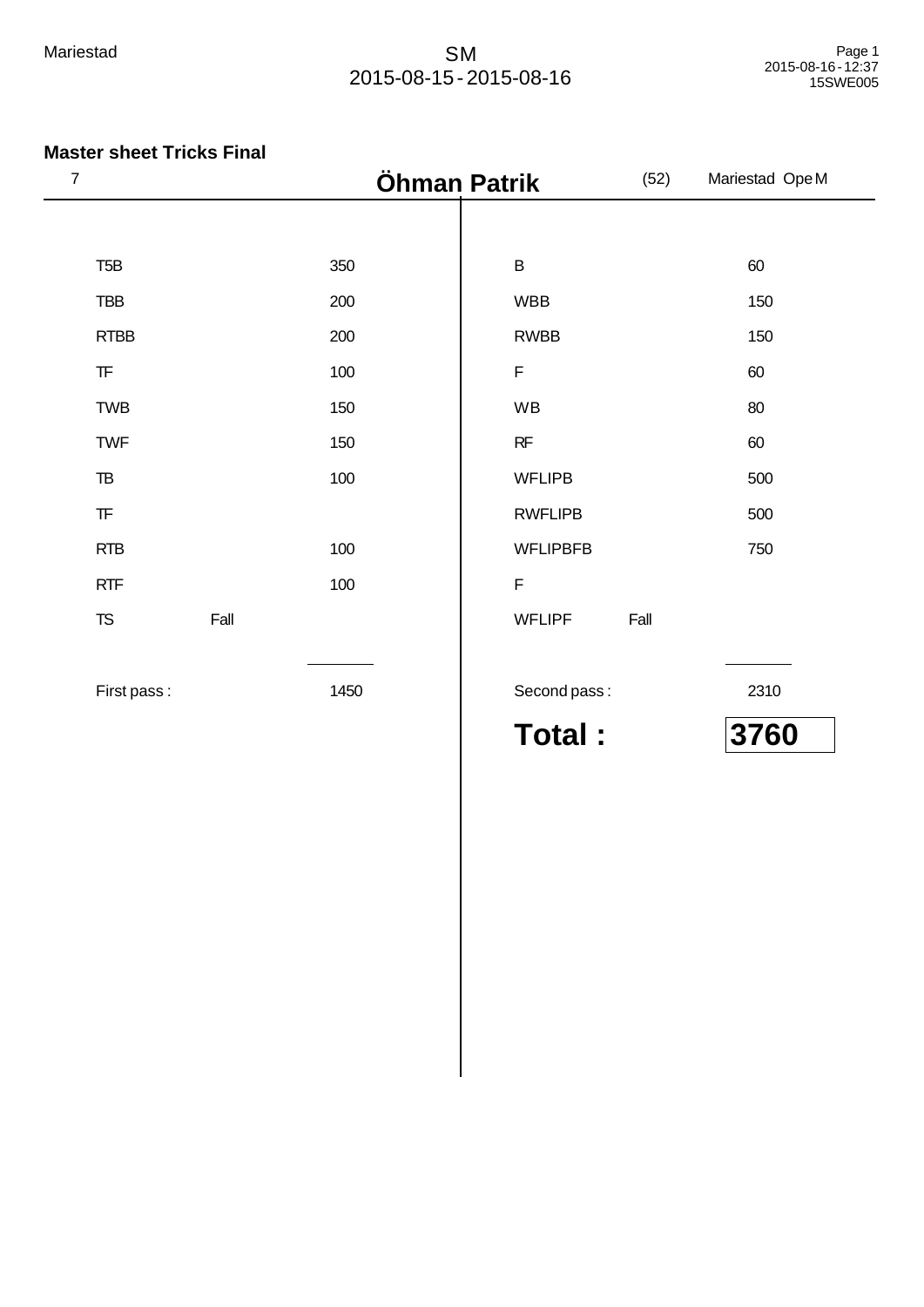Mariestad

SM
2015-08-15 - 2015-08-16

**Master sheet Tricks Final**

| 7 | | **Öhman Patrik** | (52) | Mariestad Ope M |
|---|---|---|---|---|

| | | | | | |
|---|---|---|---|---|---|
| T5B | | 350 | B | | 60 |
| TBB | | 200 | WBB | | 150 |
| RTBB | | 200 | RWBB | | 150 |
| TF | | 100 | F | | 60 |
| TWB | | 150 | WB | | 80 |
| TWF | | 150 | RF | | 60 |
| TB | | 100 | WFLIPB | | 500 |
| TF | | | RWFLIPB | | 500 |
| RTB | | 100 | WFLIPBFB | | 750 |
| RTF | | 100 | F | | |
| TS | Fall | | WFLIPF | Fall | |
| First pass : | | 1450 | Second pass : | | 2310 |

**Total : 3760**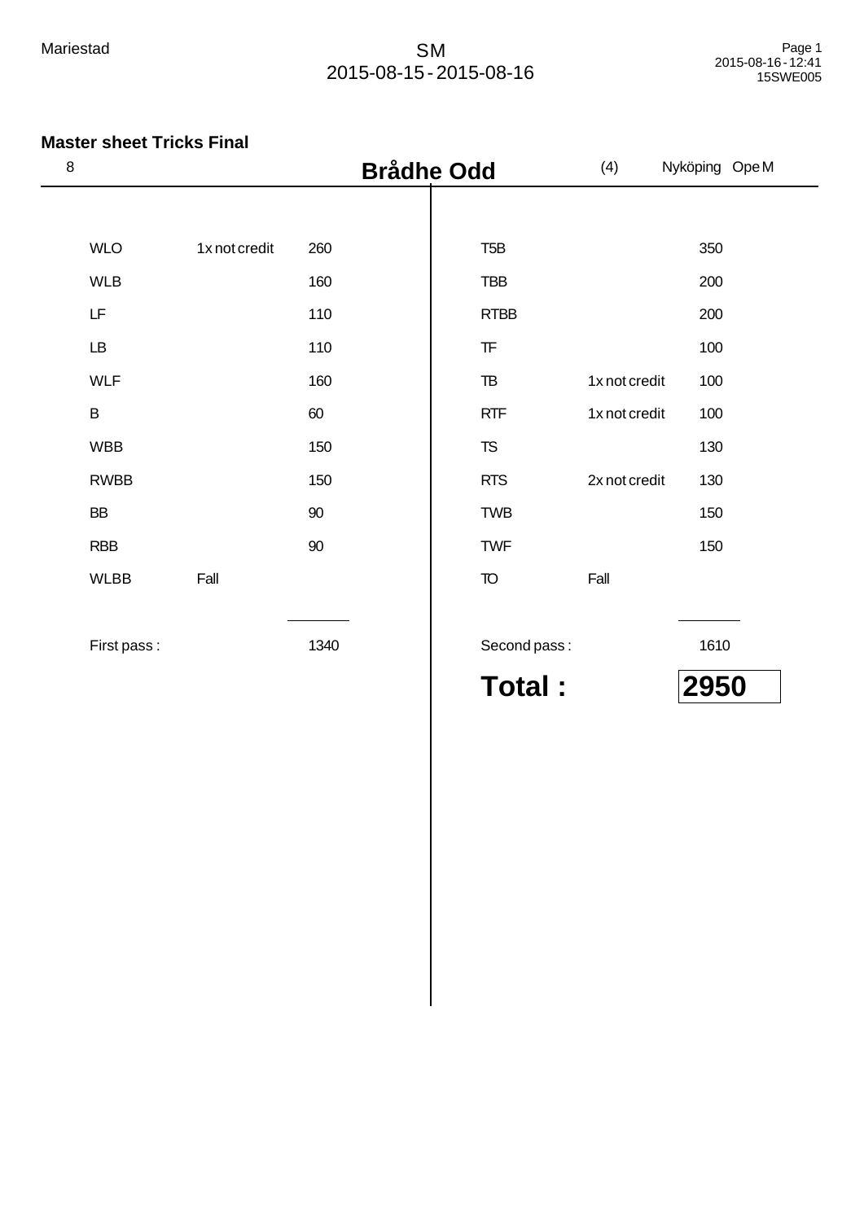## Master sheet Tricks Final

8 **Brådhe Odd** (4) Nyköping Ope M

| Trick | Note | Points | Trick | Note | Points |
|---|---|---|---|---|---|
| WLO | 1x not credit | 260 | T5B | | 350 |
| WLB | | 160 | TBB | | 200 |
| LF | | 110 | RTBB | | 200 |
| LB | | 110 | TF | | 100 |
| WLF | | 160 | TB | 1x not credit | 100 |
| B | | 60 | RTF | 1x not credit | 100 |
| WBB | | 150 | TS | | 130 |
| RWBB | | 150 | RTS | 2x not credit | 130 |
| BB | | 90 | TWB | | 150 |
| RBB | | 90 | TWF | | 150 |
| WLBB | Fall | | TO | Fall | |
| First pass : | | 1340 | Second pass : | | 1610 |

**Total : 2950**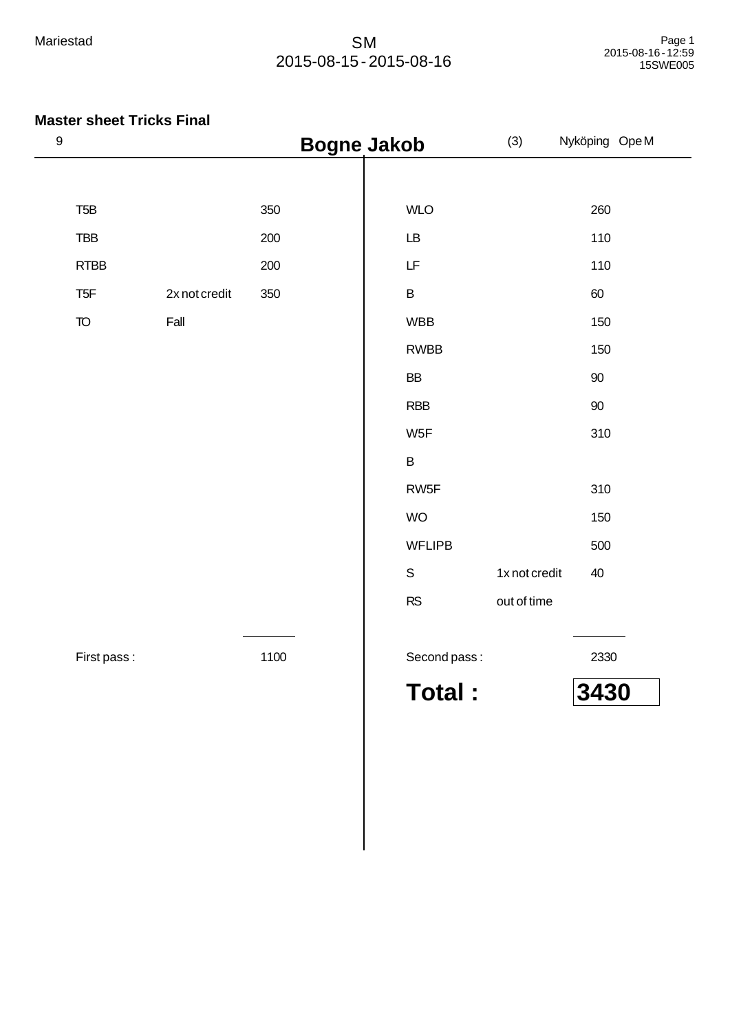Mariestad

SM
2015-08-15 - 2015-08-16

### Master sheet Tricks Final

9 | **Bogne Jakob** | (3) | Nyköping | Ope M

| First pass | | | Second pass | | |
|---|---|---|---|---|---|
| T5B | | 350 | WLO | | 260 |
| TBB | | 200 | LB | | 110 |
| RTBB | | 200 | LF | | 110 |
| T5F | 2x not credit | 350 | B | | 60 |
| TO | Fall | | WBB | | 150 |
| | | | RWBB | | 150 |
| | | | BB | | 90 |
| | | | RBB | | 90 |
| | | | W5F | | 310 |
| | | | B | | |
| | | | RW5F | | 310 |
| | | | WO | | 150 |
| | | | WFLIPB | | 500 |
| | | | S | 1x not credit | 40 |
| | | | RS | out of time | |
| First pass : | | 1100 | Second pass : | | 2330 |

**Total : 3430**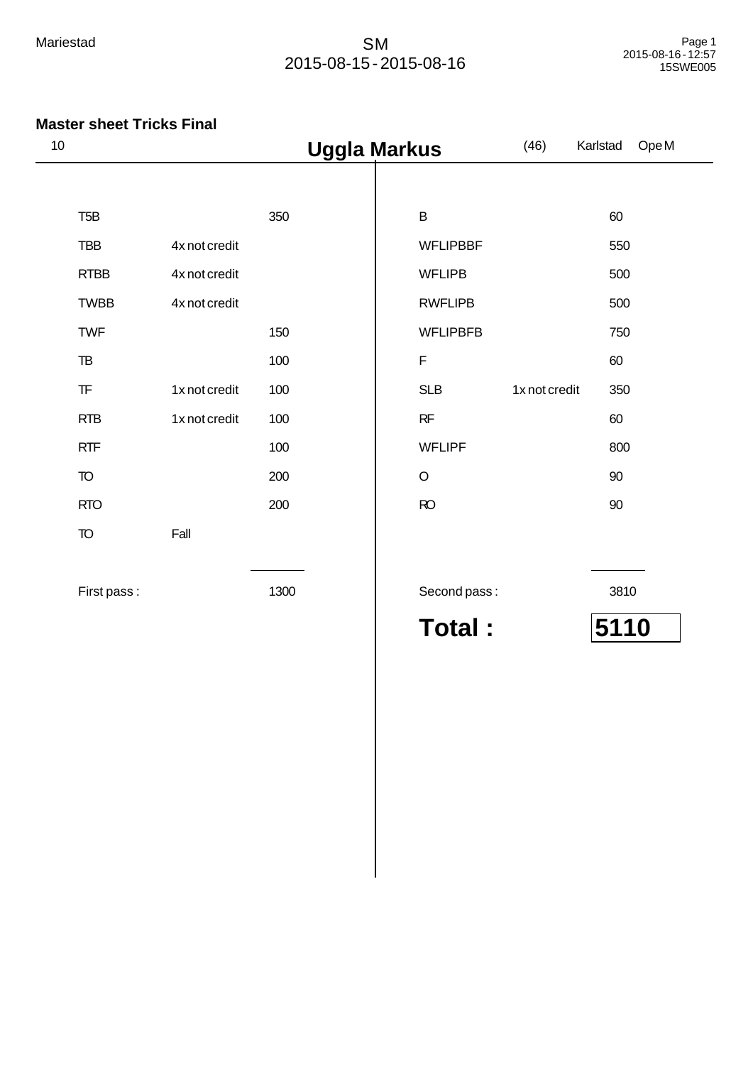Mariestad

SM
2015-08-15 - 2015-08-16

## Master sheet Tricks Final

10 **Uggla Markus** (46) Karlstad Ope M

| | | | | | |
|---|---|---|---|---|---|
| T5B | | 350 | B | | 60 |
| TBB | 4x not credit | | WFLIPBBF | | 550 |
| RTBB | 4x not credit | | WFLIPB | | 500 |
| TWBB | 4x not credit | | RWFLIPB | | 500 |
| TWF | | 150 | WFLIPBFB | | 750 |
| TB | | 100 | F | | 60 |
| TF | 1x not credit | 100 | SLB | 1x not credit | 350 |
| RTB | 1x not credit | 100 | RF | | 60 |
| RTF | | 100 | WFLIPF | | 800 |
| TO | | 200 | O | | 90 |
| RTO | | 200 | RO | | 90 |
| TO | Fall | | | | |
| First pass : | | 1300 | Second pass : | | 3810 |

**Total : 5110**